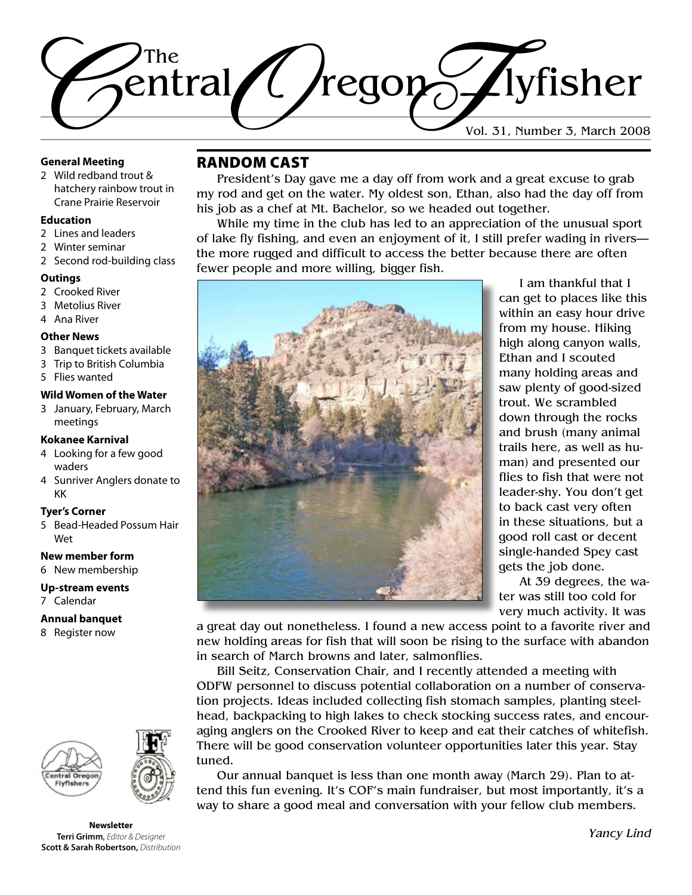# The Central Oregon Flyfisher

Vol. 31, Number 3, March 2008

**General Meeting**
- 2 Wild redband trout & hatchery rainbow trout in Crane Prairie Reservoir

**Education**
- 2 Lines and leaders
- 2 Winter seminar
- 2 Second rod-building class

**Outings**
- 2 Crooked River
- 3 Metolius River
- 4 Ana River

**Other News**
- 3 Banquet tickets available
- 3 Trip to British Columbia
- 5 Flies wanted

**Wild Women of the Water**
- 3 January, February, March meetings

**Kokanee Karnival**
- 4 Looking for a few good waders
- 4 Sunriver Anglers donate to KK

**Tyer's Corner**
- 5 Bead-Headed Possum Hair Wet

**New member form**
- 6 New membership

**Up-stream events**
- 7 Calendar

**Annual banquet**
- 8 Register now

**Newsletter**
**Terri Grimm,** *Editor & Designer*
**Scott & Sarah Robertson,** *Distribution*

## RANDOM CAST

President's Day gave me a day off from work and a great excuse to grab my rod and get on the water. My oldest son, Ethan, also had the day off from his job as a chef at Mt. Bachelor, so we headed out together.

While my time in the club has led to an appreciation of the unusual sport of lake fly fishing, and even an enjoyment of it, I still prefer wading in rivers—the more rugged and difficult to access the better because there are often fewer people and more willing, bigger fish.

I am thankful that I can get to places like this within an easy hour drive from my house. Hiking high along canyon walls, Ethan and I scouted many holding areas and saw plenty of good-sized trout. We scrambled down through the rocks and brush (many animal trails here, as well as human) and presented our flies to fish that were not leader-shy. You don't get to back cast very often in these situations, but a good roll cast or decent single-handed Spey cast gets the job done.

At 39 degrees, the water was still too cold for very much activity. It was a great day out nonetheless. I found a new access point to a favorite river and new holding areas for fish that will soon be rising to the surface with abandon in search of March browns and later, salmonflies.

Bill Seitz, Conservation Chair, and I recently attended a meeting with ODFW personnel to discuss potential collaboration on a number of conservation projects. Ideas included collecting fish stomach samples, planting steelhead, backpacking to high lakes to check stocking success rates, and encouraging anglers on the Crooked River to keep and eat their catches of whitefish. There will be good conservation volunteer opportunities later this year. Stay tuned.

Our annual banquet is less than one month away (March 29). Plan to attend this fun evening. It's COF's main fundraiser, but most importantly, it's a way to share a good meal and conversation with your fellow club members.

*Yancy Lind*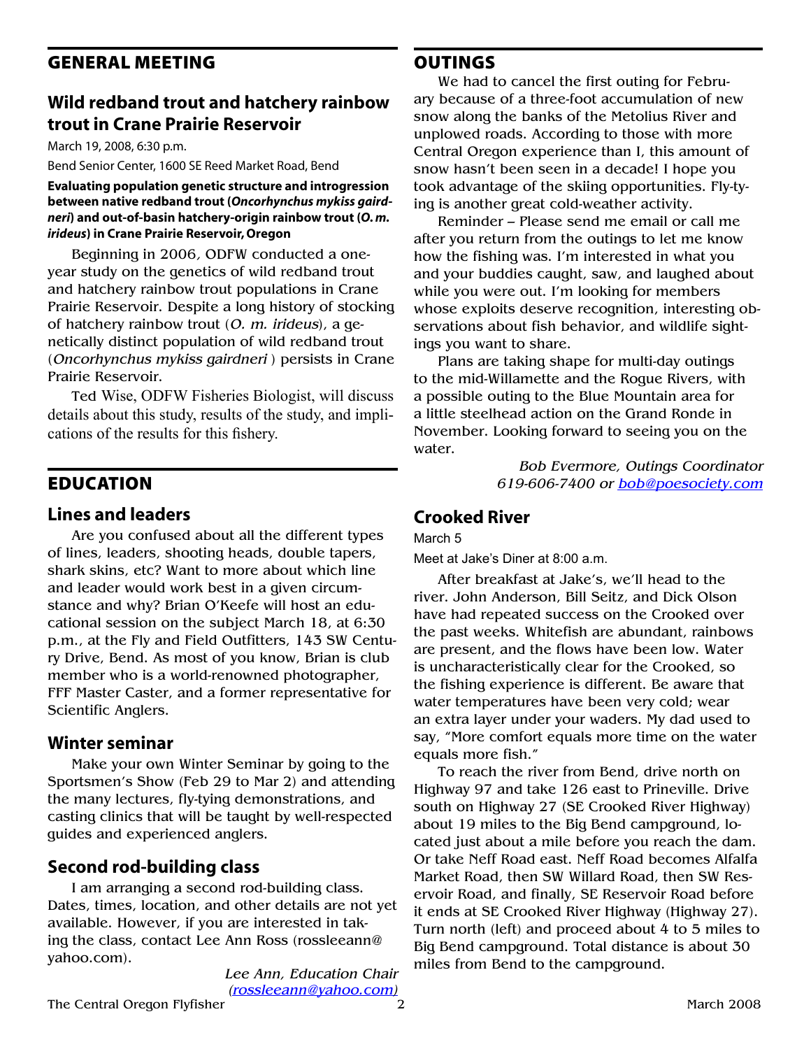## GENERAL MEETING

### Wild redband trout and hatchery rainbow trout in Crane Prairie Reservoir

March 19, 2008, 6:30 p.m.

Bend Senior Center, 1600 SE Reed Market Road, Bend

**Evaluating population genetic structure and introgression between native redband trout (*Oncorhynchus mykiss gairdneri*) and out-of-basin hatchery-origin rainbow trout (*O. m. irideus*) in Crane Prairie Reservoir, Oregon**

Beginning in 2006, ODFW conducted a one-year study on the genetics of wild redband trout and hatchery rainbow trout populations in Crane Prairie Reservoir. Despite a long history of stocking of hatchery rainbow trout (*O. m. irideus*), a genetically distinct population of wild redband trout (*Oncorhynchus mykiss gairdneri* ) persists in Crane Prairie Reservoir.

Ted Wise, ODFW Fisheries Biologist, will discuss details about this study, results of the study, and implications of the results for this fishery.

## EDUCATION

### Lines and leaders

Are you confused about all the different types of lines, leaders, shooting heads, double tapers, shark skins, etc? Want to more about which line and leader would work best in a given circumstance and why? Brian O'Keefe will host an educational session on the subject March 18, at 6:30 p.m., at the Fly and Field Outfitters, 143 SW Century Drive, Bend. As most of you know, Brian is club member who is a world-renowned photographer, FFF Master Caster, and a former representative for Scientific Anglers.

### Winter seminar

Make your own Winter Seminar by going to the Sportsmen's Show (Feb 29 to Mar 2) and attending the many lectures, fly-tying demonstrations, and casting clinics that will be taught by well-respected guides and experienced anglers.

### Second rod-building class

I am arranging a second rod-building class. Dates, times, location, and other details are not yet available. However, if you are interested in taking the class, contact Lee Ann Ross (rossleeann@yahoo.com).

*Lee Ann, Education Chair*
*(rossleeann@yahoo.com)*

## OUTINGS

We had to cancel the first outing for February because of a three-foot accumulation of new snow along the banks of the Metolius River and unplowed roads. According to those with more Central Oregon experience than I, this amount of snow hasn't been seen in a decade! I hope you took advantage of the skiing opportunities. Fly-tying is another great cold-weather activity.

Reminder – Please send me email or call me after you return from the outings to let me know how the fishing was. I'm interested in what you and your buddies caught, saw, and laughed about while you were out. I'm looking for members whose exploits deserve recognition, interesting observations about fish behavior, and wildlife sightings you want to share.

Plans are taking shape for multi-day outings to the mid-Willamette and the Rogue Rivers, with a possible outing to the Blue Mountain area for a little steelhead action on the Grand Ronde in November. Looking forward to seeing you on the water.

*Bob Evermore, Outings Coordinator*
*619-606-7400 or bob@poesociety.com*

### Crooked River

March 5

Meet at Jake's Diner at 8:00 a.m.

After breakfast at Jake's, we'll head to the river. John Anderson, Bill Seitz, and Dick Olson have had repeated success on the Crooked over the past weeks. Whitefish are abundant, rainbows are present, and the flows have been low. Water is uncharacteristically clear for the Crooked, so the fishing experience is different. Be aware that water temperatures have been very cold; wear an extra layer under your waders. My dad used to say, "More comfort equals more time on the water equals more fish."

To reach the river from Bend, drive north on Highway 97 and take 126 east to Prineville. Drive south on Highway 27 (SE Crooked River Highway) about 19 miles to the Big Bend campground, located just about a mile before you reach the dam. Or take Neff Road east. Neff Road becomes Alfalfa Market Road, then SW Willard Road, then SW Reservoir Road, and finally, SE Reservoir Road before it ends at SE Crooked River Highway (Highway 27). Turn north (left) and proceed about 4 to 5 miles to Big Bend campground. Total distance is about 30 miles from Bend to the campground.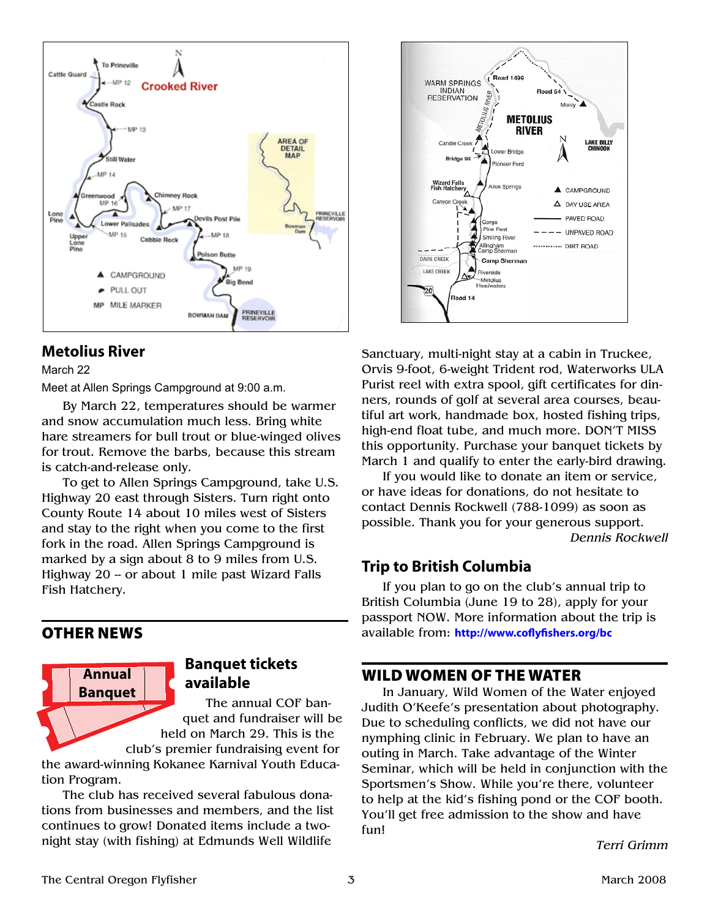## Metolius River

March 22

Meet at Allen Springs Campground at 9:00 a.m.

By March 22, temperatures should be warmer and snow accumulation much less. Bring white hare streamers for bull trout or blue-winged olives for trout. Remove the barbs, because this stream is catch-and-release only.

To get to Allen Springs Campground, take U.S. Highway 20 east through Sisters. Turn right onto County Route 14 about 10 miles west of Sisters and stay to the right when you come to the first fork in the road. Allen Springs Campground is marked by a sign about 8 to 9 miles from U.S. Highway 20 -- or about 1 mile past Wizard Falls Fish Hatchery.

## OTHER NEWS

### Banquet tickets available

The annual COF banquet and fundraiser will be held on March 29. This is the club's premier fundraising event for the award-winning Kokanee Karnival Youth Education Program.

The club has received several fabulous donations from businesses and members, and the list continues to grow! Donated items include a two-night stay (with fishing) at Edmunds Well Wildlife Sanctuary, multi-night stay at a cabin in Truckee, Orvis 9-foot, 6-weight Trident rod, Waterworks ULA Purist reel with extra spool, gift certificates for dinners, rounds of golf at several area courses, beautiful art work, handmade box, hosted fishing trips, high-end float tube, and much more. DON'T MISS this opportunity. Purchase your banquet tickets by March 1 and qualify to enter the early-bird drawing.

If you would like to donate an item or service, or have ideas for donations, do not hesitate to contact Dennis Rockwell (788-1099) as soon as possible. Thank you for your generous support.

*Dennis Rockwell*

## Trip to British Columbia

If you plan to go on the club's annual trip to British Columbia (June 19 to 28), apply for your passport NOW. More information about the trip is available from: **http://www.coflyfishers.org/bc**

## WILD WOMEN OF THE WATER

In January, Wild Women of the Water enjoyed Judith O'Keefe's presentation about photography. Due to scheduling conflicts, we did not have our nymphing clinic in February. We plan to have an outing in March. Take advantage of the Winter Seminar, which will be held in conjunction with the Sportsmen's Show. While you're there, volunteer to help at the kid's fishing pond or the COF booth. You'll get free admission to the show and have fun!

*Terri Grimm*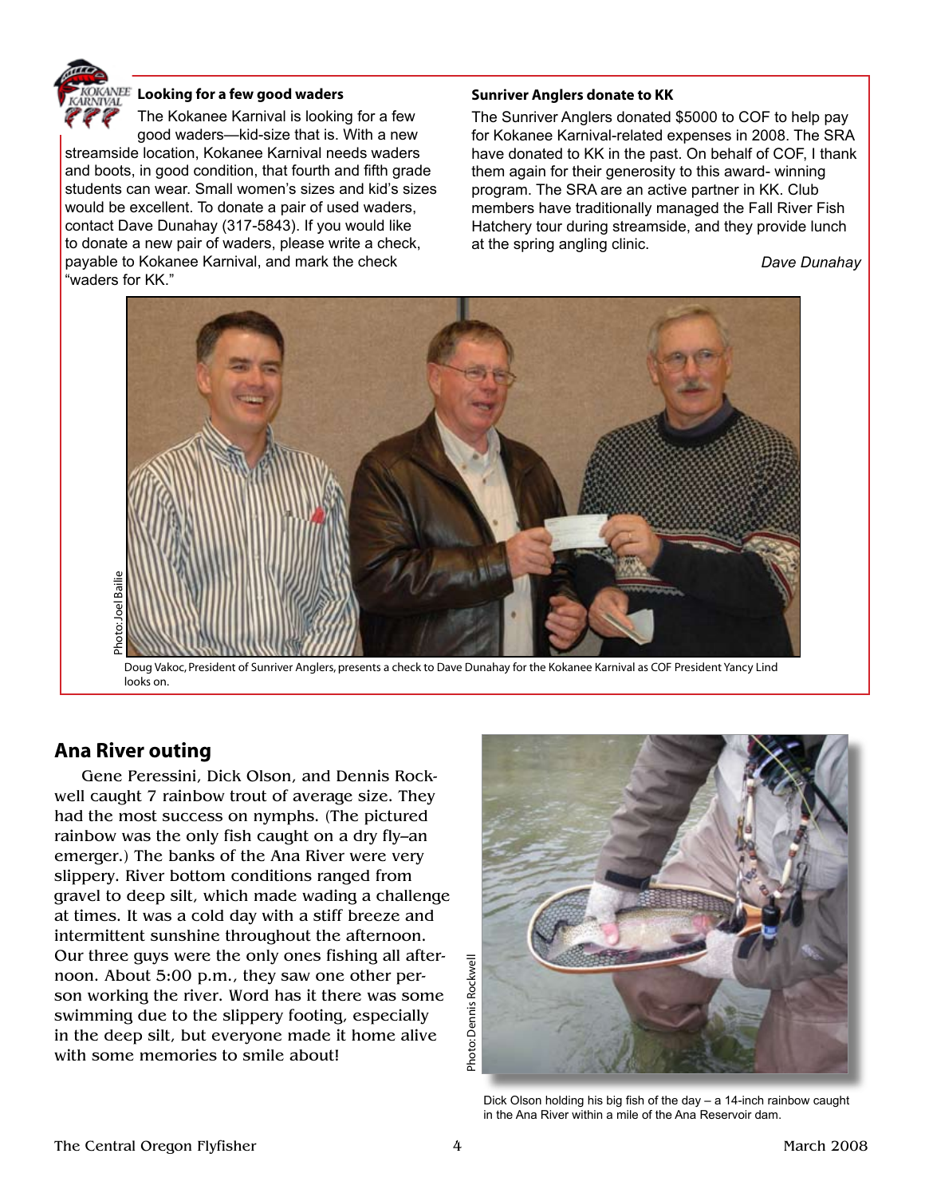### Looking for a few good waders

The Kokanee Karnival is looking for a few good waders—kid-size that is. With a new streamside location, Kokanee Karnival needs waders and boots, in good condition, that fourth and fifth grade students can wear. Small women's sizes and kid's sizes would be excellent. To donate a pair of used waders, contact Dave Dunahay (317-5843). If you would like to donate a new pair of waders, please write a check, payable to Kokanee Karnival, and mark the check "waders for KK."

### Sunriver Anglers donate to KK

The Sunriver Anglers donated $5000 to COF to help pay for Kokanee Karnival-related expenses in 2008. The SRA have donated to KK in the past. On behalf of COF, I thank them again for their generosity to this award- winning program. The SRA are an active partner in KK. Club members have traditionally managed the Fall River Fish Hatchery tour during streamside, and they provide lunch at the spring angling clinic.

*Dave Dunahay*

Photo: Joel Bailie

Doug Vakoc, President of Sunriver Anglers, presents a check to Dave Dunahay for the Kokanee Karnival as COF President Yancy Lind looks on.

## Ana River outing

Gene Peressini, Dick Olson, and Dennis Rockwell caught 7 rainbow trout of average size. They had the most success on nymphs. (The pictured rainbow was the only fish caught on a dry fly–an emerger.) The banks of the Ana River were very slippery. River bottom conditions ranged from gravel to deep silt, which made wading a challenge at times. It was a cold day with a stiff breeze and intermittent sunshine throughout the afternoon. Our three guys were the only ones fishing all afternoon. About 5:00 p.m., they saw one other person working the river. Word has it there was some swimming due to the slippery footing, especially in the deep silt, but everyone made it home alive with some memories to smile about!

Photo: Dennis Rockwell

Dick Olson holding his big fish of the day – a 14-inch rainbow caught in the Ana River within a mile of the Ana Reservoir dam.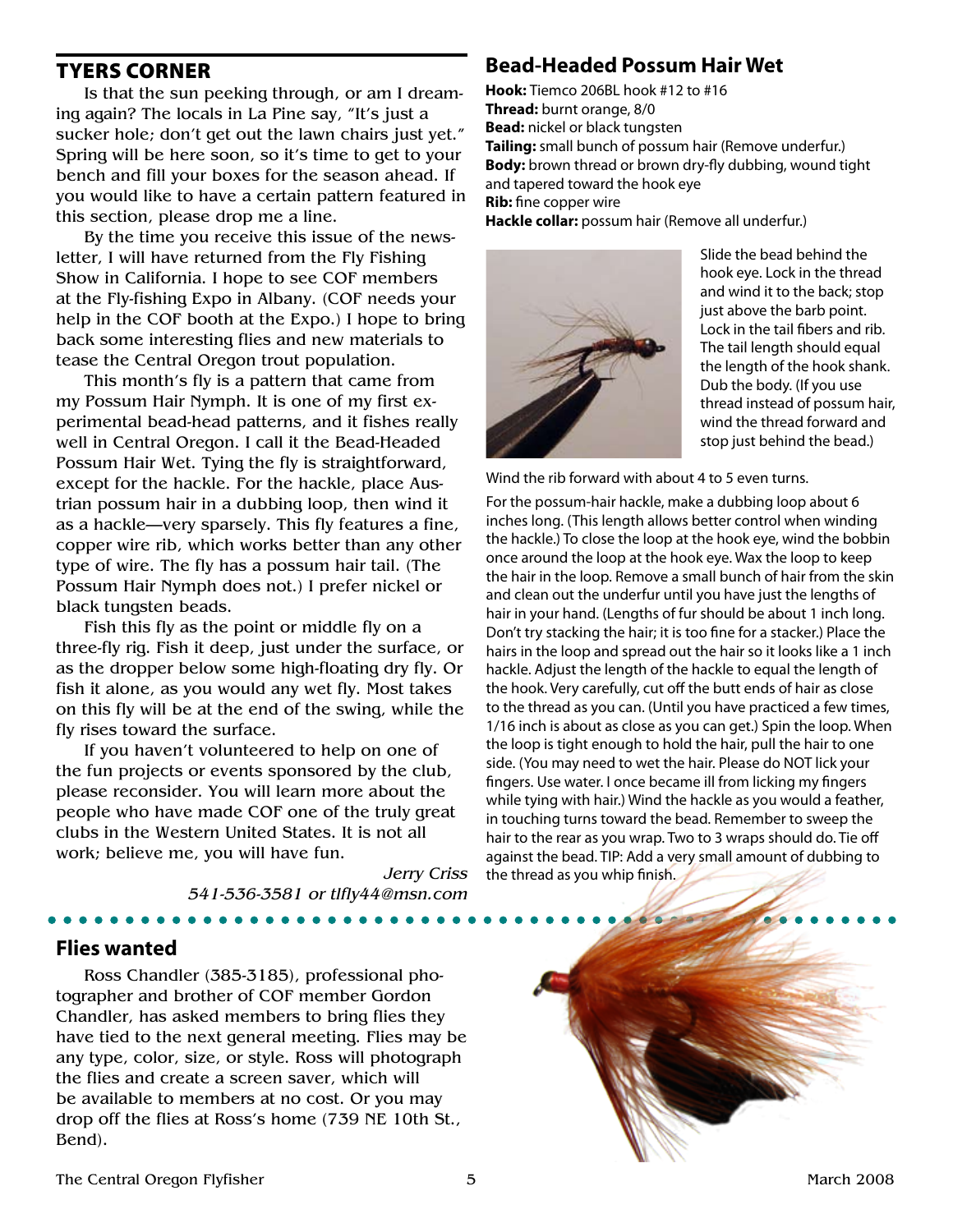## TYERS CORNER

Is that the sun peeking through, or am I dreaming again? The locals in La Pine say, "It's just a sucker hole; don't get out the lawn chairs just yet." Spring will be here soon, so it's time to get to your bench and fill your boxes for the season ahead. If you would like to have a certain pattern featured in this section, please drop me a line.

By the time you receive this issue of the newsletter, I will have returned from the Fly Fishing Show in California. I hope to see COF members at the Fly-fishing Expo in Albany. (COF needs your help in the COF booth at the Expo.) I hope to bring back some interesting flies and new materials to tease the Central Oregon trout population.

This month's fly is a pattern that came from my Possum Hair Nymph. It is one of my first experimental bead-head patterns, and it fishes really well in Central Oregon. I call it the Bead-Headed Possum Hair Wet. Tying the fly is straightforward, except for the hackle. For the hackle, place Austrian possum hair in a dubbing loop, then wind it as a hackle—very sparsely. This fly features a fine, copper wire rib, which works better than any other type of wire. The fly has a possum hair tail. (The Possum Hair Nymph does not.) I prefer nickel or black tungsten beads.

Fish this fly as the point or middle fly on a three-fly rig. Fish it deep, just under the surface, or as the dropper below some high-floating dry fly. Or fish it alone, as you would any wet fly. Most takes on this fly will be at the end of the swing, while the fly rises toward the surface.

If you haven't volunteered to help on one of the fun projects or events sponsored by the club, please reconsider. You will learn more about the people who have made COF one of the truly great clubs in the Western United States. It is not all work; believe me, you will have fun.

*Jerry Criss*
*541-536-3581 or tlfly44@msn.com*

## Bead-Headed Possum Hair Wet

**Hook:** Tiemco 206BL hook #12 to #16
**Thread:** burnt orange, 8/0
**Bead:** nickel or black tungsten
**Tailing:** small bunch of possum hair (Remove underfur.)
**Body:** brown thread or brown dry-fly dubbing, wound tight and tapered toward the hook eye
**Rib:** fine copper wire
**Hackle collar:** possum hair (Remove all underfur.)

Slide the bead behind the hook eye. Lock in the thread and wind it to the back; stop just above the barb point. Lock in the tail fibers and rib. The tail length should equal the length of the hook shank. Dub the body. (If you use thread instead of possum hair, wind the thread forward and stop just behind the bead.)

Wind the rib forward with about 4 to 5 even turns.

For the possum-hair hackle, make a dubbing loop about 6 inches long. (This length allows better control when winding the hackle.) To close the loop at the hook eye, wind the bobbin once around the loop at the hook eye. Wax the loop to keep the hair in the loop. Remove a small bunch of hair from the skin and clean out the underfur until you have just the lengths of hair in your hand. (Lengths of fur should be about 1 inch long. Don't try stacking the hair; it is too fine for a stacker.) Place the hairs in the loop and spread out the hair so it looks like a 1 inch hackle. Adjust the length of the hackle to equal the length of the hook. Very carefully, cut off the butt ends of hair as close to the thread as you can. (Until you have practiced a few times, 1/16 inch is about as close as you can get.) Spin the loop. When the loop is tight enough to hold the hair, pull the hair to one side. (You may need to wet the hair. Please do NOT lick your fingers. Use water. I once became ill from licking my fingers while tying with hair.) Wind the hackle as you would a feather, in touching turns toward the bead. Remember to sweep the hair to the rear as you wrap. Two to 3 wraps should do. Tie off against the bead. TIP: Add a very small amount of dubbing to the thread as you whip finish.

## Flies wanted

Ross Chandler (385-3185), professional photographer and brother of COF member Gordon Chandler, has asked members to bring flies they have tied to the next general meeting. Flies may be any type, color, size, or style. Ross will photograph the flies and create a screen saver, which will be available to members at no cost. Or you may drop off the flies at Ross's home (739 NE 10th St., Bend).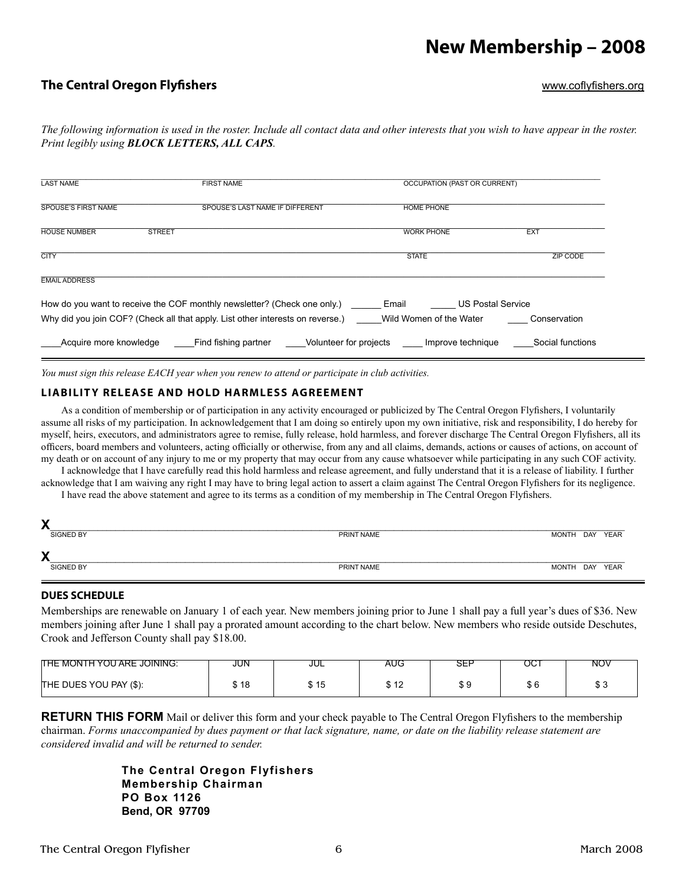# New Membership – 2008

**The Central Oregon Flyfishers** www.coflyfishers.org

*The following information is used in the roster. Include all contact data and other interests that you wish to have appear in the roster. Print legibly using **BLOCK LETTERS, ALL CAPS**.*

LAST NAME ______ FIRST NAME ______ OCCUPATION (PAST OR CURRENT) ______

SPOUSE'S FIRST NAME ______ SPOUSE'S LAST NAME IF DIFFERENT ______ HOME PHONE ______

HOUSE NUMBER ______ STREET ______ WORK PHONE ______ EXT ______

CITY ______ STATE ______ ZIP CODE ______

EMAIL ADDRESS ______

How do you want to receive the COF monthly newsletter? (Check one only.) ______ Email _____ US Postal Service

Why did you join COF? (Check all that apply. List other interests on reverse.) _____Wild Women of the Water ____ Conservation

____Acquire more knowledge ____Find fishing partner ____Volunteer for projects ____ Improve technique ____Social functions

---

*You must sign this release EACH year when you renew to attend or participate in club activities.*

### LIABILITY RELEASE AND HOLD HARMLESS AGREEMENT

As a condition of membership or of participation in any activity encouraged or publicized by The Central Oregon Flyfishers, I voluntarily assume all risks of my participation. In acknowledgement that I am doing so entirely upon my own initiative, risk and responsibility, I do hereby for myself, heirs, executors, and administrators agree to remise, fully release, hold harmless, and forever discharge The Central Oregon Flyfishers, all its officers, board members and volunteers, acting officially or otherwise, from any and all claims, demands, actions or causes of actions, on account of my death or on account of any injury to me or my property that may occur from any cause whatsoever while participating in any such COF activity.

I acknowledge that I have carefully read this hold harmless and release agreement, and fully understand that it is a release of liability. I further acknowledge that I am waiving any right I may have to bring legal action to assert a claim against The Central Oregon Flyfishers for its negligence.

I have read the above statement and agree to its terms as a condition of my membership in The Central Oregon Flyfishers.

**X**______ SIGNED BY ______ PRINT NAME ______ MONTH DAY YEAR

**X**______ SIGNED BY ______ PRINT NAME ______ MONTH DAY YEAR

---

### DUES SCHEDULE

Memberships are renewable on January 1 of each year. New members joining prior to June 1 shall pay a full year's dues of $36. New members joining after June 1 shall pay a prorated amount according to the chart below. New members who reside outside Deschutes, Crook and Jefferson County shall pay $18.00.

| THE MONTH YOU ARE JOINING: | JUN | JUL | AUG | SEP | OCT | NOV |
|---|---|---|---|---|---|---|
| THE DUES YOU PAY ($): | $ 18 | $ 15 | $ 12 | $ 9 | $ 6 | $ 3 |

**RETURN THIS FORM** Mail or deliver this form and your check payable to The Central Oregon Flyfishers to the membership chairman. *Forms unaccompanied by dues payment or that lack signature, name, or date on the liability release statement are considered invalid and will be returned to sender.*

**The Central Oregon Flyfishers**
**Membership Chairman**
**PO Box 1126**
**Bend, OR 97709**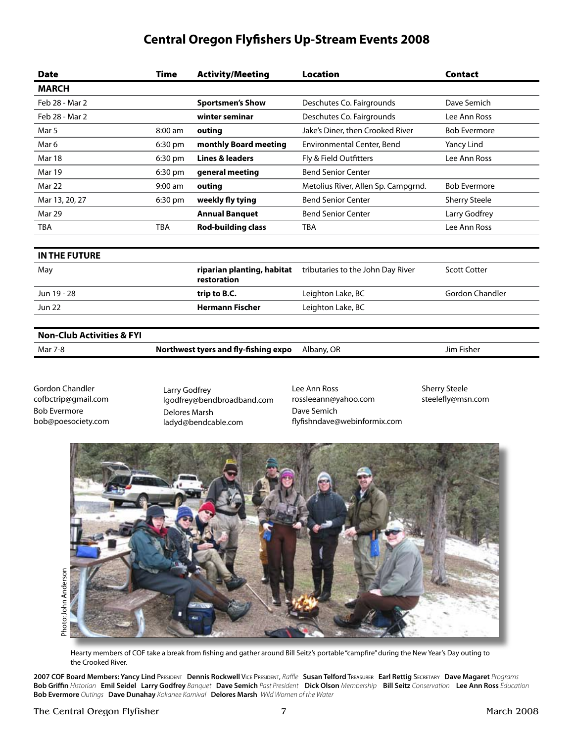# Central Oregon Flyfishers Up-Stream Events 2008

| Date | Time | Activity/Meeting | Location | Contact |
|---|---|---|---|---|
| **MARCH** | | | | |
| Feb 28 - Mar 2 | | **Sportsmen's Show** | Deschutes Co. Fairgrounds | Dave Semich |
| Feb 28 - Mar 2 | | **winter seminar** | Deschutes Co. Fairgrounds | Lee Ann Ross |
| Mar 5 | 8:00 am | **outing** | Jake's Diner, then Crooked River | Bob Evermore |
| Mar 6 | 6:30 pm | **monthly Board meeting** | Environmental Center, Bend | Yancy Lind |
| Mar 18 | 6:30 pm | **Lines & leaders** | Fly & Field Outfitters | Lee Ann Ross |
| Mar 19 | 6:30 pm | **general meeting** | Bend Senior Center | |
| Mar 22 | 9:00 am | **outing** | Metolius River, Allen Sp. Campgrnd. | Bob Evermore |
| Mar 13, 20, 27 | 6:30 pm | **weekly fly tying** | Bend Senior Center | Sherry Steele |
| Mar 29 | | **Annual Banquet** | Bend Senior Center | Larry Godfrey |
| TBA | TBA | **Rod-building class** | TBA | Lee Ann Ross |
| **IN THE FUTURE** | | | | |
| May | | **riparian planting, habitat restoration** | tributaries to the John Day River | Scott Cotter |
| Jun 19 - 28 | | **trip to B.C.** | Leighton Lake, BC | Gordon Chandler |
| Jun 22 | | **Hermann Fischer** | Leighton Lake, BC | |
| **Non-Club Activities & FYI** | | | | |
| Mar 7-8 | | **Northwest tyers and fly-fishing expo** | Albany, OR | Jim Fisher |

Gordon Chandler
cofbctrip@gmail.com

Bob Evermore
bob@poesociety.com

Larry Godfrey
lgodfrey@bendbroadband.com

Delores Marsh
ladyd@bendcable.com

Lee Ann Ross
rossleeann@yahoo.com

Dave Semich
flyfishndave@webinformix.com

Sherry Steele
steelefly@msn.com

Photo: John Anderson

Hearty members of COF take a break from fishing and gather around Bill Seitz's portable "campfire" during the New Year's Day outing to the Crooked River.

**2007 COF Board Members: Yancy Lind** President **Dennis Rockwell** Vice President, *Raffle* **Susan Telford** Treasurer **Earl Rettig** Secretary **Dave Magaret** *Programs* **Bob Griffin** *Historian* **Emil Seidel** **Larry Godfrey** *Banquet* **Dave Semich** *Past President* **Dick Olson** *Membership* **Bill Seitz** *Conservation* **Lee Ann Ross** *Education* **Bob Evermore** *Outings* **Dave Dunahay** *Kokanee Karnival* **Delores Marsh** *Wild Women of the Water*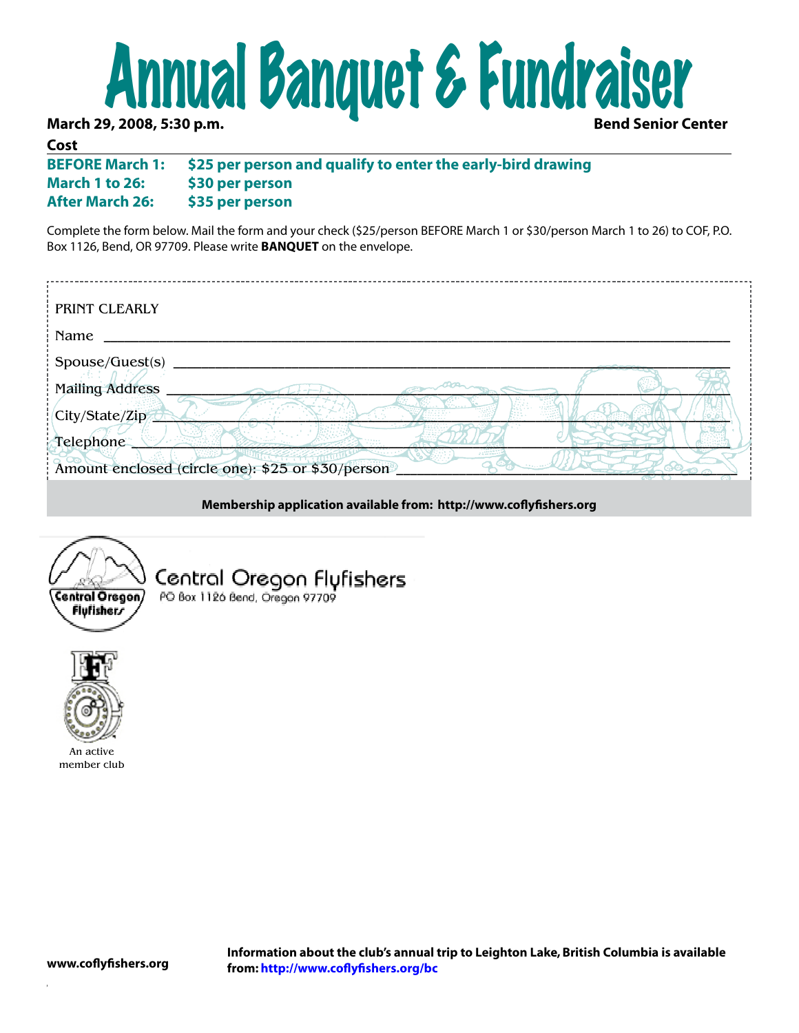# Annual Banquet & Fundraiser

**March 29, 2008, 5:30 p.m.** **Bend Senior Center**

**Cost**

| | |
|---|---|
| **BEFORE March 1:** | **$25 per person and qualify to enter the early-bird drawing** |
| **March 1 to 26:** | **$30 per person** |
| **After March 26:** | **$35 per person** |

Complete the form below. Mail the form and your check ($25/person BEFORE March 1 or $30/person March 1 to 26) to COF, P.O. Box 1126, Bend, OR 97709. Please write **BANQUET** on the envelope.

PRINT CLEARLY

Name ______________________________

Spouse/Guest(s) ______________________________

Mailing Address ______________________________

City/State/Zip ______________________________

Telephone ______________________________

Amount enclosed (circle one): $25 or $30/person ______________________________

**Membership application available from: http://www.coflyfishers.org**

Central Oregon Flyfishers

PO Box 1126 Bend, Oregon 97709

An active member club

**www.coflyfishers.org**

**Information about the club's annual trip to Leighton Lake, British Columbia is available from: http://www.coflyfishers.org/bc**